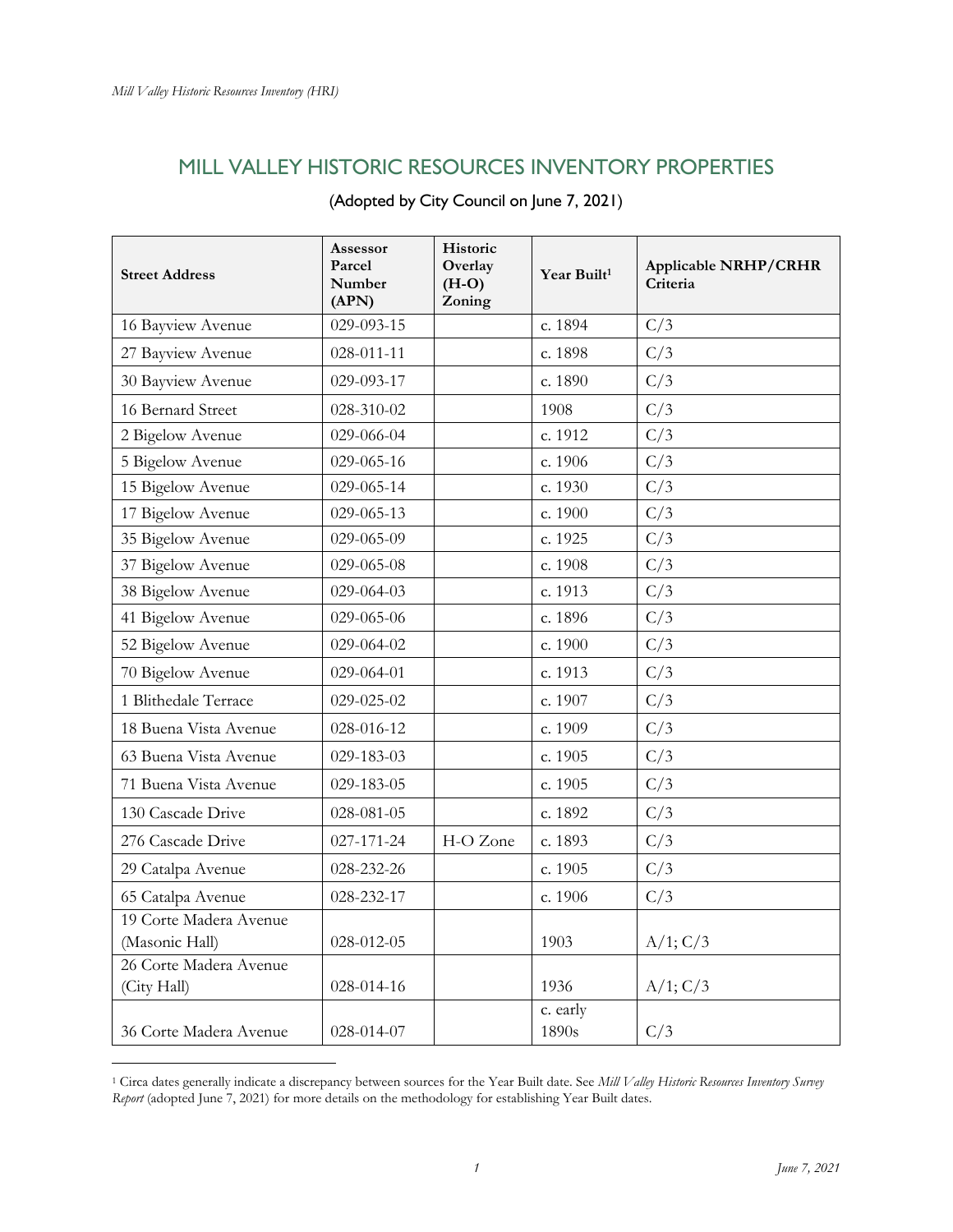# MILL VALLEY HISTORIC RESOURCES INVENTORY PROPERTIES

(Adopted by City Council on June 7, 2021)

| Street Address | Assessor Parcel Number (APN) | Historic Overlay (H-O) Zoning | Year Built[1] | Applicable NRHP/CRHR Criteria |
|---|---|---|---|---|
| 16 Bayview Avenue | 029-093-15 | | c. 1894 | C/3 |
| 27 Bayview Avenue | 028-011-11 | | c. 1898 | C/3 |
| 30 Bayview Avenue | 029-093-17 | | c. 1890 | C/3 |
| 16 Bernard Street | 028-310-02 | | 1908 | C/3 |
| 2 Bigelow Avenue | 029-066-04 | | c. 1912 | C/3 |
| 5 Bigelow Avenue | 029-065-16 | | c. 1906 | C/3 |
| 15 Bigelow Avenue | 029-065-14 | | c. 1930 | C/3 |
| 17 Bigelow Avenue | 029-065-13 | | c. 1900 | C/3 |
| 35 Bigelow Avenue | 029-065-09 | | c. 1925 | C/3 |
| 37 Bigelow Avenue | 029-065-08 | | c. 1908 | C/3 |
| 38 Bigelow Avenue | 029-064-03 | | c. 1913 | C/3 |
| 41 Bigelow Avenue | 029-065-06 | | c. 1896 | C/3 |
| 52 Bigelow Avenue | 029-064-02 | | c. 1900 | C/3 |
| 70 Bigelow Avenue | 029-064-01 | | c. 1913 | C/3 |
| 1 Blithedale Terrace | 029-025-02 | | c. 1907 | C/3 |
| 18 Buena Vista Avenue | 028-016-12 | | c. 1909 | C/3 |
| 63 Buena Vista Avenue | 029-183-03 | | c. 1905 | C/3 |
| 71 Buena Vista Avenue | 029-183-05 | | c. 1905 | C/3 |
| 130 Cascade Drive | 028-081-05 | | c. 1892 | C/3 |
| 276 Cascade Drive | 027-171-24 | H-O Zone | c. 1893 | C/3 |
| 29 Catalpa Avenue | 028-232-26 | | c. 1905 | C/3 |
| 65 Catalpa Avenue | 028-232-17 | | c. 1906 | C/3 |
| 19 Corte Madera Avenue (Masonic Hall) | 028-012-05 | | 1903 | A/1; C/3 |
| 26 Corte Madera Avenue (City Hall) | 028-014-16 | | 1936 | A/1; C/3 |
| 36 Corte Madera Avenue | 028-014-07 | | c. early 1890s | C/3 |

[1] Circa dates generally indicate a discrepancy between sources for the Year Built date. See *Mill Valley Historic Resources Inventory Survey Report* (adopted June 7, 2021) for more details on the methodology for establishing Year Built dates.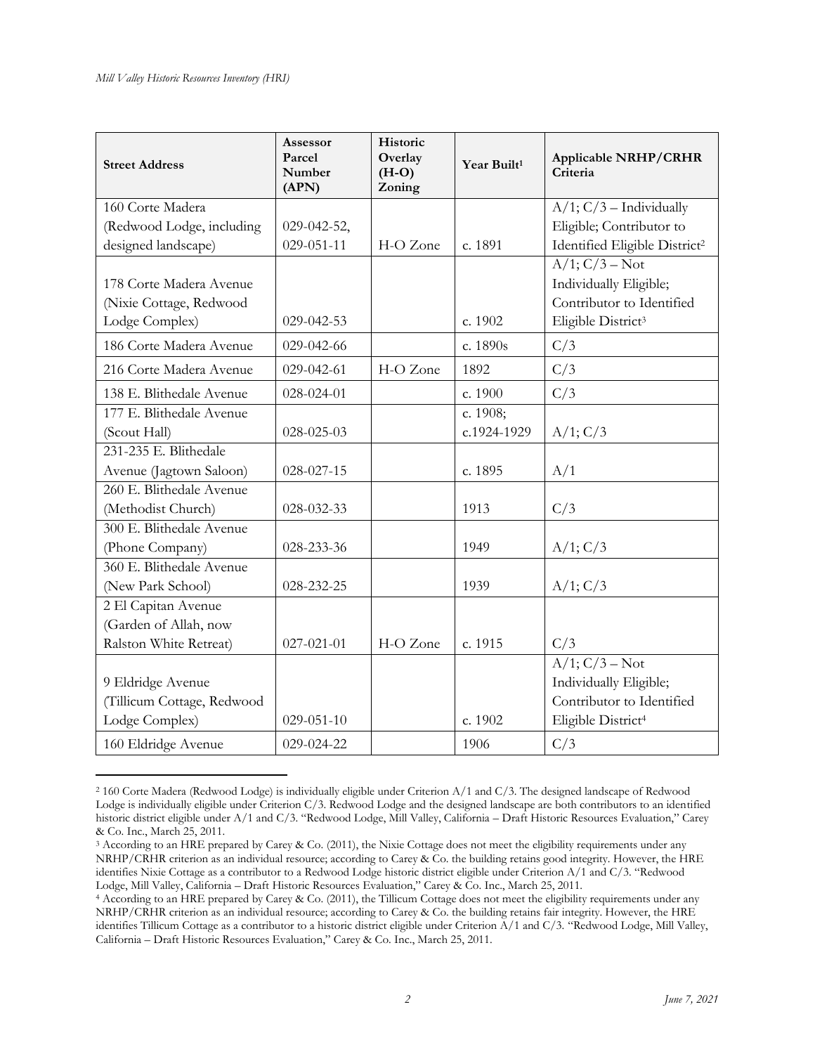| Street Address | Assessor Parcel Number (APN) | Historic Overlay (H-O) Zoning | Year Built[1] | Applicable NRHP/CRHR Criteria |
|---|---|---|---|---|
| 160 Corte Madera (Redwood Lodge, including designed landscape) | 029-042-52, 029-051-11 | H-O Zone | c. 1891 | A/1; C/3 – Individually Eligible; Contributor to Identified Eligible District[2] |
| 178 Corte Madera Avenue (Nixie Cottage, Redwood Lodge Complex) | 029-042-53 | | c. 1902 | A/1; C/3 – Not Individually Eligible; Contributor to Identified Eligible District[3] |
| 186 Corte Madera Avenue | 029-042-66 | | c. 1890s | C/3 |
| 216 Corte Madera Avenue | 029-042-61 | H-O Zone | 1892 | C/3 |
| 138 E. Blithedale Avenue | 028-024-01 | | c. 1900 | C/3 |
| 177 E. Blithedale Avenue (Scout Hall) | 028-025-03 | | c. 1908; c.1924-1929 | A/1; C/3 |
| 231-235 E. Blithedale Avenue (Jagtown Saloon) | 028-027-15 | | c. 1895 | A/1 |
| 260 E. Blithedale Avenue (Methodist Church) | 028-032-33 | | 1913 | C/3 |
| 300 E. Blithedale Avenue (Phone Company) | 028-233-36 | | 1949 | A/1; C/3 |
| 360 E. Blithedale Avenue (New Park School) | 028-232-25 | | 1939 | A/1; C/3 |
| 2 El Capitan Avenue (Garden of Allah, now Ralston White Retreat) | 027-021-01 | H-O Zone | c. 1915 | C/3 |
| 9 Eldridge Avenue (Tillicum Cottage, Redwood Lodge Complex) | 029-051-10 | | c. 1902 | A/1; C/3 – Not Individually Eligible; Contributor to Identified Eligible District[4] |
| 160 Eldridge Avenue | 029-024-22 | | 1906 | C/3 |

[2] 160 Corte Madera (Redwood Lodge) is individually eligible under Criterion A/1 and C/3. The designed landscape of Redwood Lodge is individually eligible under Criterion C/3. Redwood Lodge and the designed landscape are both contributors to an identified historic district eligible under A/1 and C/3. "Redwood Lodge, Mill Valley, California – Draft Historic Resources Evaluation," Carey & Co. Inc., March 25, 2011.

[3] According to an HRE prepared by Carey & Co. (2011), the Nixie Cottage does not meet the eligibility requirements under any NRHP/CRHR criterion as an individual resource; according to Carey & Co. the building retains good integrity. However, the HRE identifies Nixie Cottage as a contributor to a Redwood Lodge historic district eligible under Criterion A/1 and C/3. "Redwood Lodge, Mill Valley, California – Draft Historic Resources Evaluation," Carey & Co. Inc., March 25, 2011.

[4] According to an HRE prepared by Carey & Co. (2011), the Tillicum Cottage does not meet the eligibility requirements under any NRHP/CRHR criterion as an individual resource; according to Carey & Co. the building retains fair integrity. However, the HRE identifies Tillicum Cottage as a contributor to a historic district eligible under Criterion A/1 and C/3. "Redwood Lodge, Mill Valley, California – Draft Historic Resources Evaluation," Carey & Co. Inc., March 25, 2011.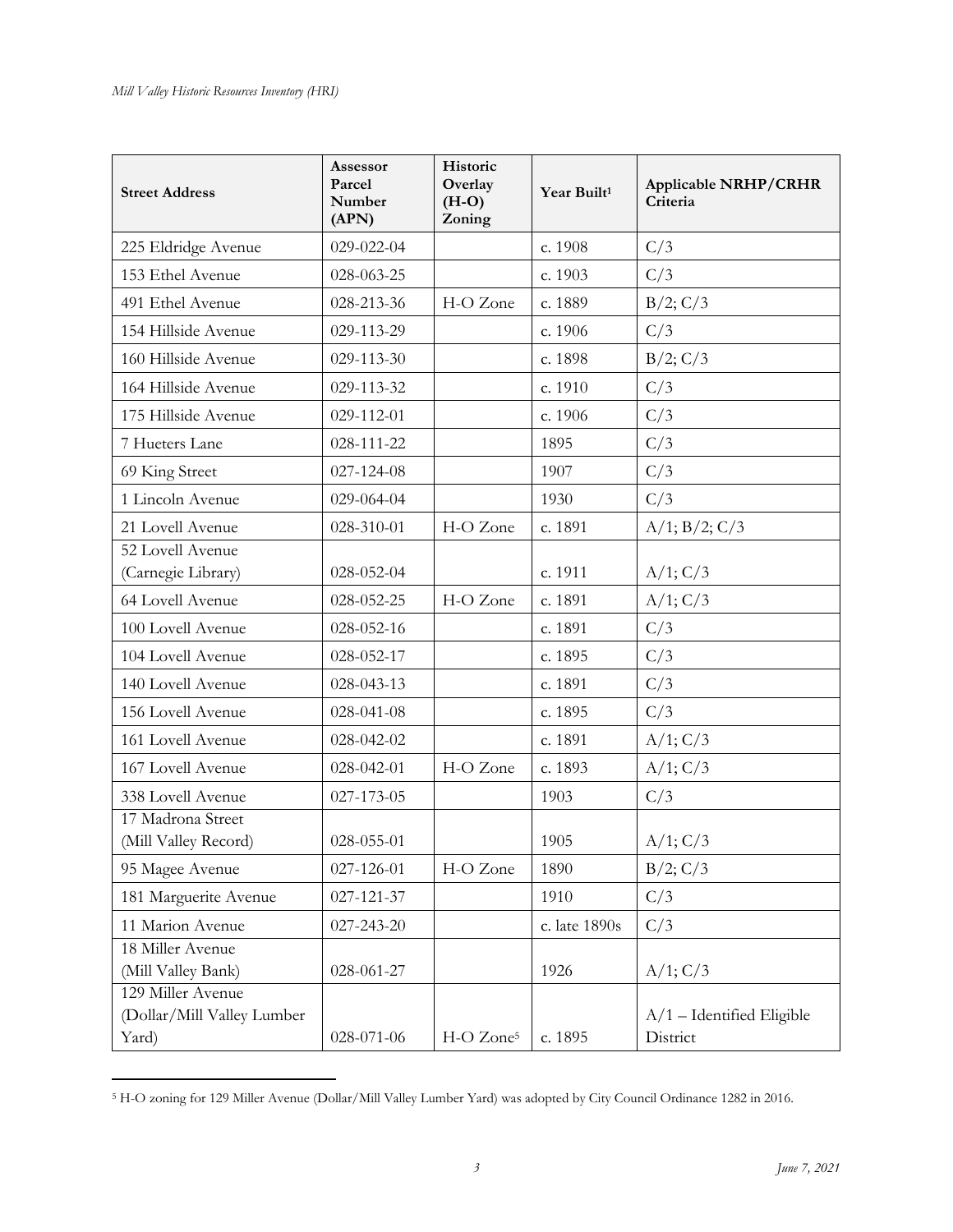| Street Address | Assessor Parcel Number (APN) | Historic Overlay (H-O) Zoning | Year Built[1] | Applicable NRHP/CRHR Criteria |
|---|---|---|---|---|
| 225 Eldridge Avenue | 029-022-04 | | c. 1908 | C/3 |
| 153 Ethel Avenue | 028-063-25 | | c. 1903 | C/3 |
| 491 Ethel Avenue | 028-213-36 | H-O Zone | c. 1889 | B/2; C/3 |
| 154 Hillside Avenue | 029-113-29 | | c. 1906 | C/3 |
| 160 Hillside Avenue | 029-113-30 | | c. 1898 | B/2; C/3 |
| 164 Hillside Avenue | 029-113-32 | | c. 1910 | C/3 |
| 175 Hillside Avenue | 029-112-01 | | c. 1906 | C/3 |
| 7 Hueters Lane | 028-111-22 | | 1895 | C/3 |
| 69 King Street | 027-124-08 | | 1907 | C/3 |
| 1 Lincoln Avenue | 029-064-04 | | 1930 | C/3 |
| 21 Lovell Avenue | 028-310-01 | H-O Zone | c. 1891 | A/1; B/2; C/3 |
| 52 Lovell Avenue (Carnegie Library) | 028-052-04 | | c. 1911 | A/1; C/3 |
| 64 Lovell Avenue | 028-052-25 | H-O Zone | c. 1891 | A/1; C/3 |
| 100 Lovell Avenue | 028-052-16 | | c. 1891 | C/3 |
| 104 Lovell Avenue | 028-052-17 | | c. 1895 | C/3 |
| 140 Lovell Avenue | 028-043-13 | | c. 1891 | C/3 |
| 156 Lovell Avenue | 028-041-08 | | c. 1895 | C/3 |
| 161 Lovell Avenue | 028-042-02 | | c. 1891 | A/1; C/3 |
| 167 Lovell Avenue | 028-042-01 | H-O Zone | c. 1893 | A/1; C/3 |
| 338 Lovell Avenue | 027-173-05 | | 1903 | C/3 |
| 17 Madrona Street (Mill Valley Record) | 028-055-01 | | 1905 | A/1; C/3 |
| 95 Magee Avenue | 027-126-01 | H-O Zone | 1890 | B/2; C/3 |
| 181 Marguerite Avenue | 027-121-37 | | 1910 | C/3 |
| 11 Marion Avenue | 027-243-20 | | c. late 1890s | C/3 |
| 18 Miller Avenue (Mill Valley Bank) | 028-061-27 | | 1926 | A/1; C/3 |
| 129 Miller Avenue (Dollar/Mill Valley Lumber Yard) | 028-071-06 | H-O Zone[5] | c. 1895 | A/1 – Identified Eligible District |

[5] H-O zoning for 129 Miller Avenue (Dollar/Mill Valley Lumber Yard) was adopted by City Council Ordinance 1282 in 2016.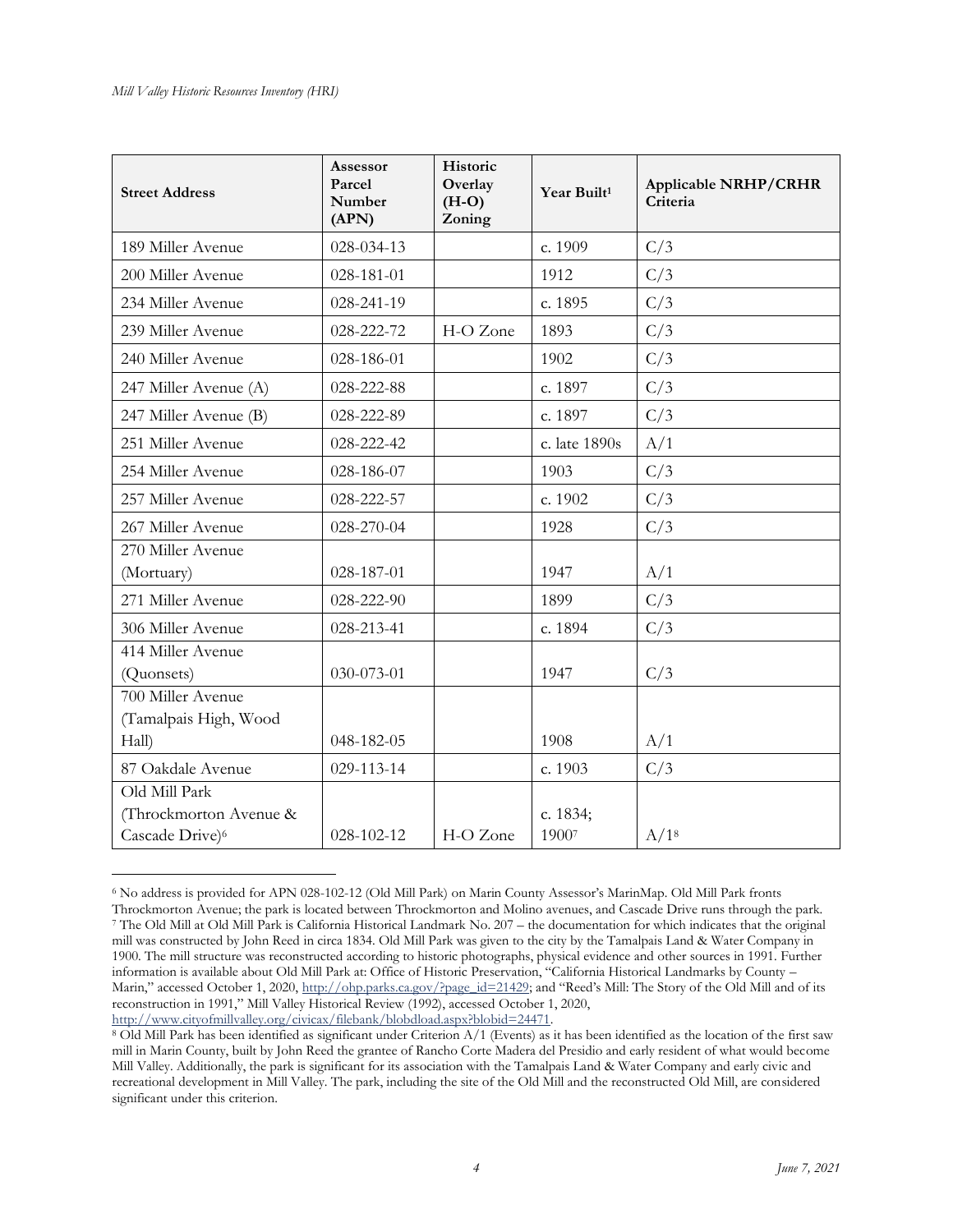| Street Address | Assessor Parcel Number (APN) | Historic Overlay (H-O) Zoning | Year Built[1] | Applicable NRHP/CRHR Criteria |
|---|---|---|---|---|
| 189 Miller Avenue | 028-034-13 | | c. 1909 | C/3 |
| 200 Miller Avenue | 028-181-01 | | 1912 | C/3 |
| 234 Miller Avenue | 028-241-19 | | c. 1895 | C/3 |
| 239 Miller Avenue | 028-222-72 | H-O Zone | 1893 | C/3 |
| 240 Miller Avenue | 028-186-01 | | 1902 | C/3 |
| 247 Miller Avenue (A) | 028-222-88 | | c. 1897 | C/3 |
| 247 Miller Avenue (B) | 028-222-89 | | c. 1897 | C/3 |
| 251 Miller Avenue | 028-222-42 | | c. late 1890s | A/1 |
| 254 Miller Avenue | 028-186-07 | | 1903 | C/3 |
| 257 Miller Avenue | 028-222-57 | | c. 1902 | C/3 |
| 267 Miller Avenue | 028-270-04 | | 1928 | C/3 |
| 270 Miller Avenue (Mortuary) | 028-187-01 | | 1947 | A/1 |
| 271 Miller Avenue | 028-222-90 | | 1899 | C/3 |
| 306 Miller Avenue | 028-213-41 | | c. 1894 | C/3 |
| 414 Miller Avenue (Quonsets) | 030-073-01 | | 1947 | C/3 |
| 700 Miller Avenue (Tamalpais High, Wood Hall) | 048-182-05 | | 1908 | A/1 |
| 87 Oakdale Avenue | 029-113-14 | | c. 1903 | C/3 |
| Old Mill Park (Throckmorton Avenue & Cascade Drive)[6] | 028-102-12 | H-O Zone | c. 1834; 1900[7] | A/1[8] |

[6] No address is provided for APN 028-102-12 (Old Mill Park) on Marin County Assessor's MarinMap. Old Mill Park fronts Throckmorton Avenue; the park is located between Throckmorton and Molino avenues, and Cascade Drive runs through the park.

[7] The Old Mill at Old Mill Park is California Historical Landmark No. 207 – the documentation for which indicates that the original mill was constructed by John Reed in circa 1834. Old Mill Park was given to the city by the Tamalpais Land & Water Company in 1900. The mill structure was reconstructed according to historic photographs, physical evidence and other sources in 1991. Further information is available about Old Mill Park at: Office of Historic Preservation, "California Historical Landmarks by County – Marin," accessed October 1, 2020, http://ohp.parks.ca.gov/?page_id=21429; and "Reed's Mill: The Story of the Old Mill and of its reconstruction in 1991," Mill Valley Historical Review (1992), accessed October 1, 2020, http://www.cityofmillvalley.org/civicax/filebank/blobdload.aspx?blobid=24471.

[8] Old Mill Park has been identified as significant under Criterion A/1 (Events) as it has been identified as the location of the first saw mill in Marin County, built by John Reed the grantee of Rancho Corte Madera del Presidio and early resident of what would become Mill Valley. Additionally, the park is significant for its association with the Tamalpais Land & Water Company and early civic and recreational development in Mill Valley. The park, including the site of the Old Mill and the reconstructed Old Mill, are considered significant under this criterion.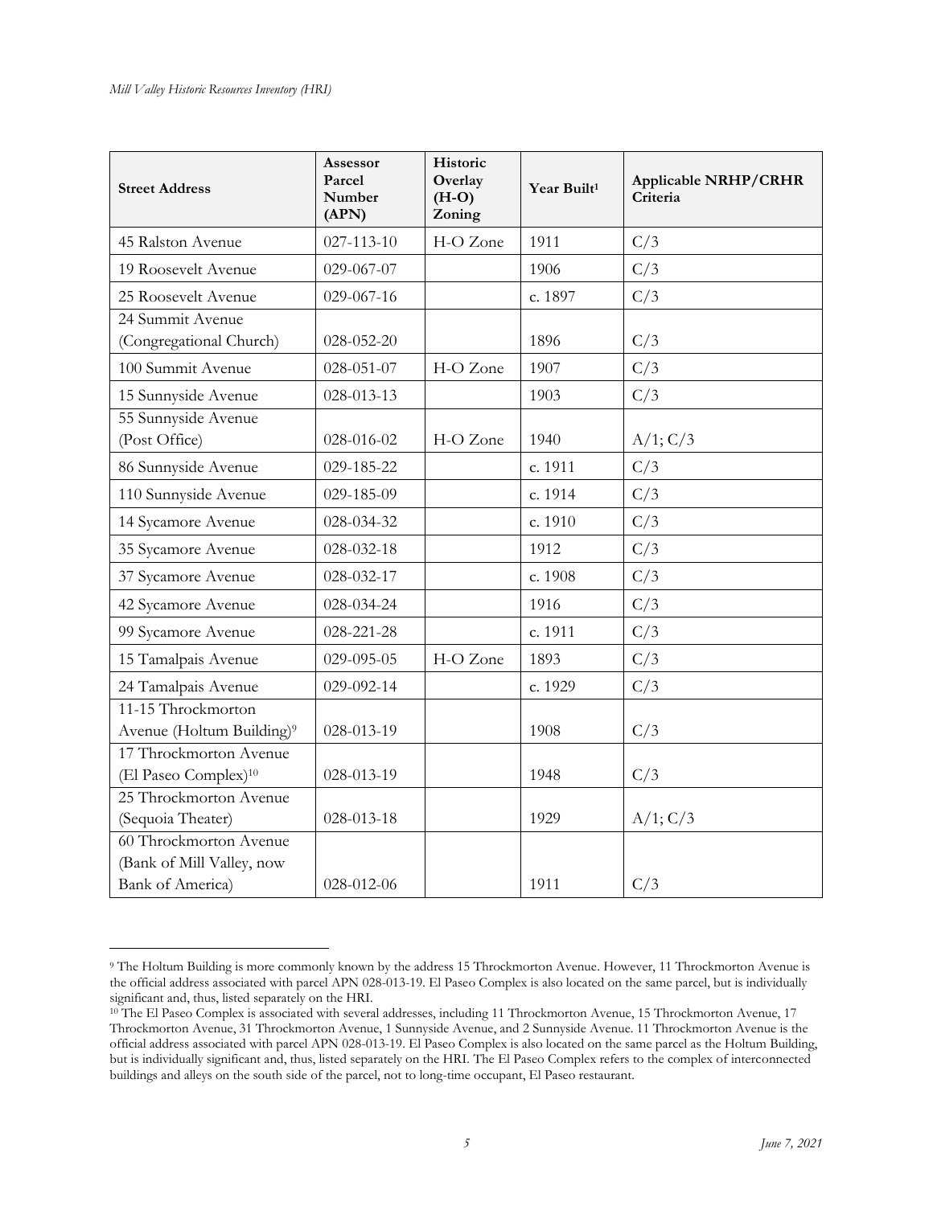| Street Address | Assessor Parcel Number (APN) | Historic Overlay (H-O) Zoning | Year Built[1] | Applicable NRHP/CRHR Criteria |
|---|---|---|---|---|
| 45 Ralston Avenue | 027-113-10 | H-O Zone | 1911 | C/3 |
| 19 Roosevelt Avenue | 029-067-07 | | 1906 | C/3 |
| 25 Roosevelt Avenue | 029-067-16 | | c. 1897 | C/3 |
| 24 Summit Avenue (Congregational Church) | 028-052-20 | | 1896 | C/3 |
| 100 Summit Avenue | 028-051-07 | H-O Zone | 1907 | C/3 |
| 15 Sunnyside Avenue | 028-013-13 | | 1903 | C/3 |
| 55 Sunnyside Avenue (Post Office) | 028-016-02 | H-O Zone | 1940 | A/1; C/3 |
| 86 Sunnyside Avenue | 029-185-22 | | c. 1911 | C/3 |
| 110 Sunnyside Avenue | 029-185-09 | | c. 1914 | C/3 |
| 14 Sycamore Avenue | 028-034-32 | | c. 1910 | C/3 |
| 35 Sycamore Avenue | 028-032-18 | | 1912 | C/3 |
| 37 Sycamore Avenue | 028-032-17 | | c. 1908 | C/3 |
| 42 Sycamore Avenue | 028-034-24 | | 1916 | C/3 |
| 99 Sycamore Avenue | 028-221-28 | | c. 1911 | C/3 |
| 15 Tamalpais Avenue | 029-095-05 | H-O Zone | 1893 | C/3 |
| 24 Tamalpais Avenue | 029-092-14 | | c. 1929 | C/3 |
| 11-15 Throckmorton Avenue (Holtum Building)[9] | 028-013-19 | | 1908 | C/3 |
| 17 Throckmorton Avenue (El Paseo Complex)[10] | 028-013-19 | | 1948 | C/3 |
| 25 Throckmorton Avenue (Sequoia Theater) | 028-013-18 | | 1929 | A/1; C/3 |
| 60 Throckmorton Avenue (Bank of Mill Valley, now Bank of America) | 028-012-06 | | 1911 | C/3 |

[9] The Holtum Building is more commonly known by the address 15 Throckmorton Avenue. However, 11 Throckmorton Avenue is the official address associated with parcel APN 028-013-19. El Paseo Complex is also located on the same parcel, but is individually significant and, thus, listed separately on the HRI.

[10] The El Paseo Complex is associated with several addresses, including 11 Throckmorton Avenue, 15 Throckmorton Avenue, 17 Throckmorton Avenue, 31 Throckmorton Avenue, 1 Sunnyside Avenue, and 2 Sunnyside Avenue. 11 Throckmorton Avenue is the official address associated with parcel APN 028-013-19. El Paseo Complex is also located on the same parcel as the Holtum Building, but is individually significant and, thus, listed separately on the HRI. The El Paseo Complex refers to the complex of interconnected buildings and alleys on the south side of the parcel, not to long-time occupant, El Paseo restaurant.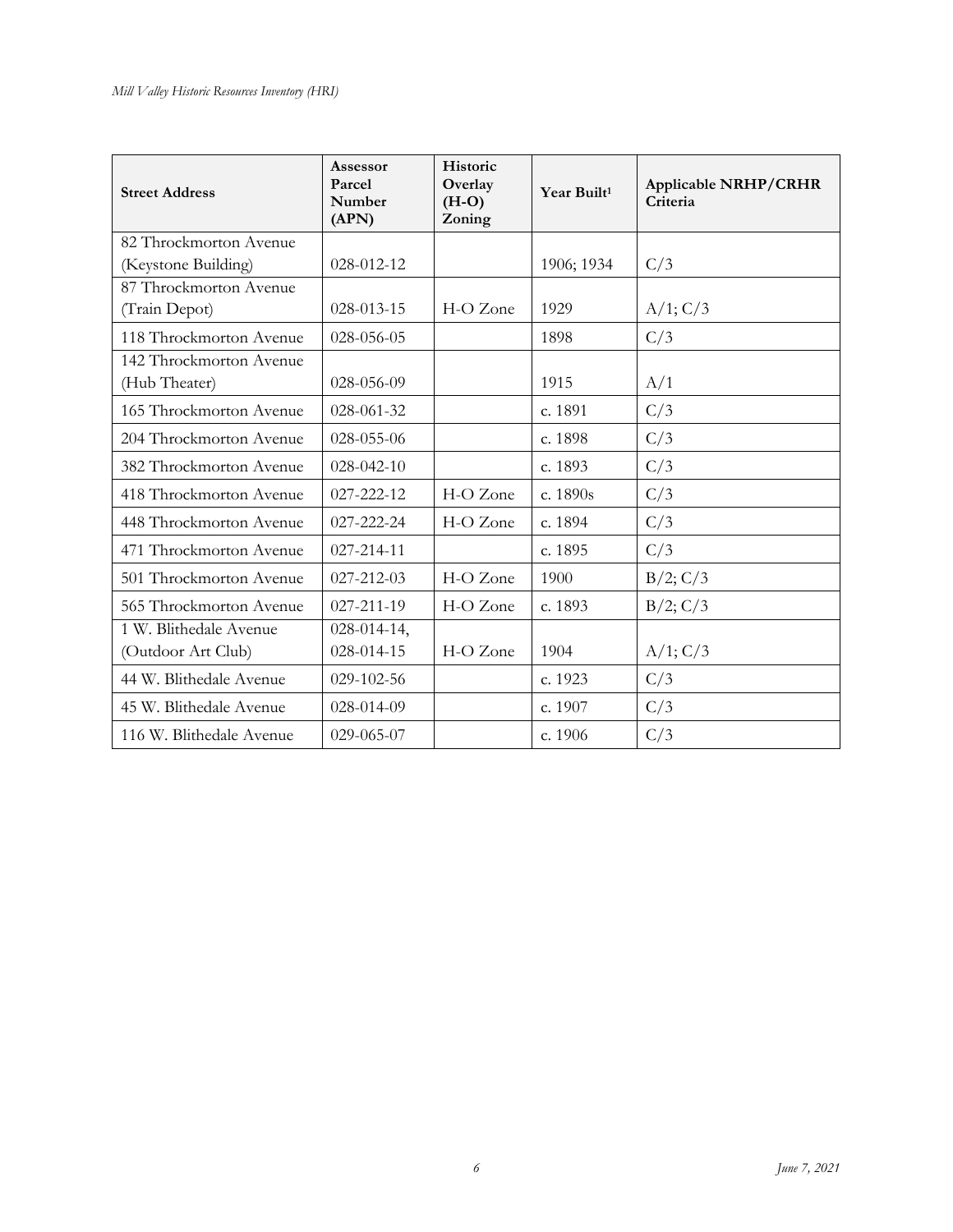| Street Address | Assessor Parcel Number (APN) | Historic Overlay (H-O) Zoning | Year Built[1] | Applicable NRHP/CRHR Criteria |
|---|---|---|---|---|
| 82 Throckmorton Avenue (Keystone Building) | 028-012-12 | | 1906; 1934 | C/3 |
| 87 Throckmorton Avenue (Train Depot) | 028-013-15 | H-O Zone | 1929 | A/1; C/3 |
| 118 Throckmorton Avenue | 028-056-05 | | 1898 | C/3 |
| 142 Throckmorton Avenue (Hub Theater) | 028-056-09 | | 1915 | A/1 |
| 165 Throckmorton Avenue | 028-061-32 | | c. 1891 | C/3 |
| 204 Throckmorton Avenue | 028-055-06 | | c. 1898 | C/3 |
| 382 Throckmorton Avenue | 028-042-10 | | c. 1893 | C/3 |
| 418 Throckmorton Avenue | 027-222-12 | H-O Zone | c. 1890s | C/3 |
| 448 Throckmorton Avenue | 027-222-24 | H-O Zone | c. 1894 | C/3 |
| 471 Throckmorton Avenue | 027-214-11 | | c. 1895 | C/3 |
| 501 Throckmorton Avenue | 027-212-03 | H-O Zone | 1900 | B/2; C/3 |
| 565 Throckmorton Avenue | 027-211-19 | H-O Zone | c. 1893 | B/2; C/3 |
| 1 W. Blithedale Avenue (Outdoor Art Club) | 028-014-14, 028-014-15 | H-O Zone | 1904 | A/1; C/3 |
| 44 W. Blithedale Avenue | 029-102-56 | | c. 1923 | C/3 |
| 45 W. Blithedale Avenue | 028-014-09 | | c. 1907 | C/3 |
| 116 W. Blithedale Avenue | 029-065-07 | | c. 1906 | C/3 |